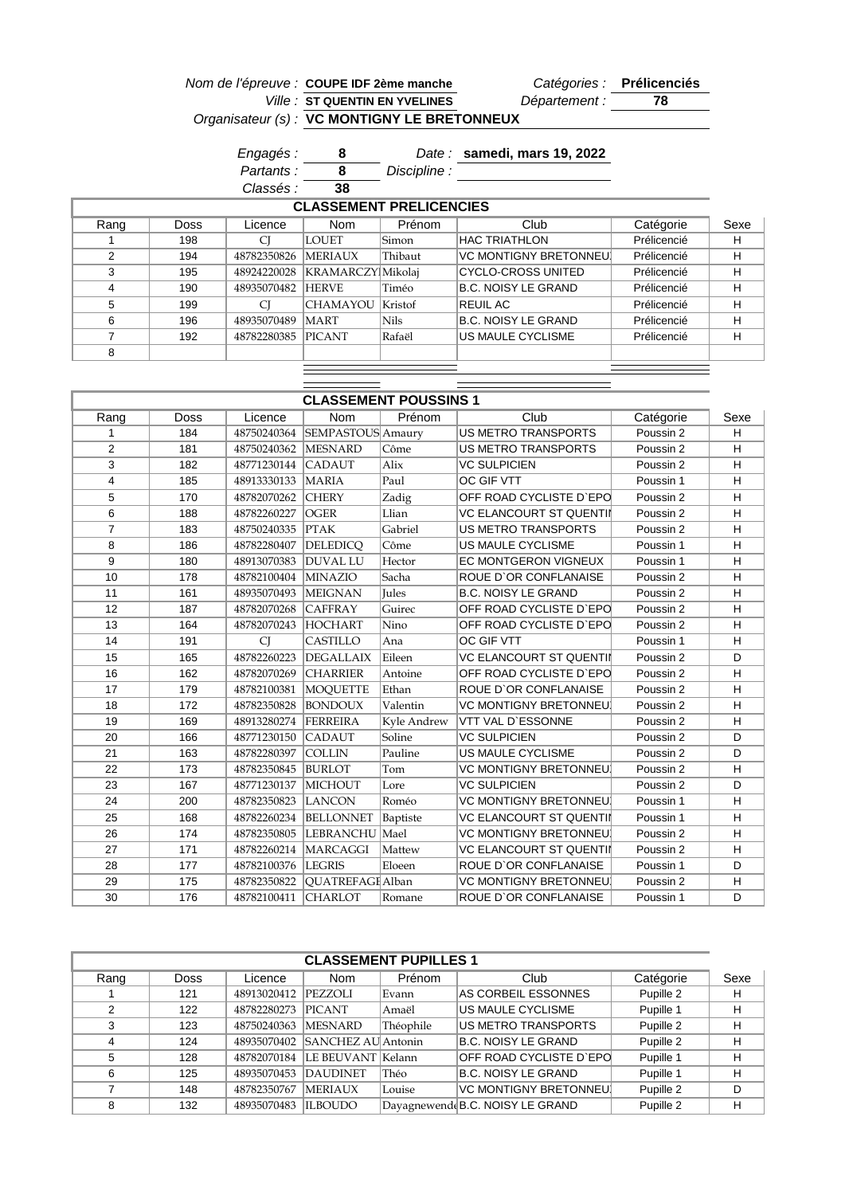*Nom de l'épreuve :* **COUPE IDF 2ème manche** *Catégories :* **Prélicenciés**

*Ville :* **ST QUENTIN EN YVELINES** *Département :* **78**

*Organisateur (s) :* **VC MONTIGNY LE BRETONNEUX**

*Engagés :* **8** *Date :* **samedi, mars 19, 2022**

*Partants :* **8** *Discipline :*

*Classés :* **38**

## CLASSEMENT PRELICENCIES

| Rang | Doss | Licence | Nom | Prénom | Club | Catégorie | Sexe |
|---|---|---|---|---|---|---|---|
| 1 | 198 | CJ | LOUET | Simon | HAC TRIATHLON | Prélicencié | H |
| 2 | 194 | 48782350826 | MERIAUX | Thibaut | VC MONTIGNY BRETONNEU | Prélicencié | H |
| 3 | 195 | 48924220028 | KRAMARCZY | Mikolaj | CYCLO-CROSS UNITED | Prélicencié | H |
| 4 | 190 | 48935070482 | HERVE | Timéo | B.C. NOISY LE GRAND | Prélicencié | H |
| 5 | 199 | CJ | CHAMAYOU | Kristof | REUIL AC | Prélicencié | H |
| 6 | 196 | 48935070489 | MART | Nils | B.C. NOISY LE GRAND | Prélicencié | H |
| 7 | 192 | 48782280385 | PICANT | Rafaël | US MAULE CYCLISME | Prélicencié | H |
| 8 | | | | | | | |

## CLASSEMENT POUSSINS 1

| Rang | Doss | Licence | Nom | Prénom | Club | Catégorie | Sexe |
|---|---|---|---|---|---|---|---|
| 1 | 184 | 48750240364 | SEMPASTOUS | Amaury | US METRO TRANSPORTS | Poussin 2 | H |
| 2 | 181 | 48750240362 | MESNARD | Côme | US METRO TRANSPORTS | Poussin 2 | H |
| 3 | 182 | 48771230144 | CADAUT | Alix | VC SULPICIEN | Poussin 2 | H |
| 4 | 185 | 48913330133 | MARIA | Paul | OC GIF VTT | Poussin 1 | H |
| 5 | 170 | 48782070262 | CHERY | Zadig | OFF ROAD CYCLISTE D`EPO | Poussin 2 | H |
| 6 | 188 | 48782260227 | OGER | Llian | VC ELANCOURT ST QUENTI | Poussin 2 | H |
| 7 | 183 | 48750240335 | PTAK | Gabriel | US METRO TRANSPORTS | Poussin 2 | H |
| 8 | 186 | 48782280407 | DELEDICQ | Côme | US MAULE CYCLISME | Poussin 1 | H |
| 9 | 180 | 48913070383 | DUVAL LU | Hector | EC MONTGERON VIGNEUX | Poussin 1 | H |
| 10 | 178 | 48782100404 | MINAZIO | Sacha | ROUE D`OR CONFLANAISE | Poussin 2 | H |
| 11 | 161 | 48935070493 | MEIGNAN | Jules | B.C. NOISY LE GRAND | Poussin 2 | H |
| 12 | 187 | 48782070268 | CAFFRAY | Guirec | OFF ROAD CYCLISTE D`EPO | Poussin 2 | H |
| 13 | 164 | 48782070243 | HOCHART | Nino | OFF ROAD CYCLISTE D`EPO | Poussin 2 | H |
| 14 | 191 | CJ | CASTILLO | Ana | OC GIF VTT | Poussin 1 | H |
| 15 | 165 | 48782260223 | DEGALLAIX | Eileen | VC ELANCOURT ST QUENTI | Poussin 2 | D |
| 16 | 162 | 48782070269 | CHARRIER | Antoine | OFF ROAD CYCLISTE D`EPO | Poussin 2 | H |
| 17 | 179 | 48782100381 | MOQUETTE | Ethan | ROUE D`OR CONFLANAISE | Poussin 2 | H |
| 18 | 172 | 48782350828 | BONDOUX | Valentin | VC MONTIGNY BRETONNEU | Poussin 2 | H |
| 19 | 169 | 48913280274 | FERREIRA | Kyle Andrew | VTT VAL D`ESSONNE | Poussin 2 | H |
| 20 | 166 | 48771230150 | CADAUT | Soline | VC SULPICIEN | Poussin 2 | D |
| 21 | 163 | 48782280397 | COLLIN | Pauline | US MAULE CYCLISME | Poussin 2 | D |
| 22 | 173 | 48782350845 | BURLOT | Tom | VC MONTIGNY BRETONNEU | Poussin 2 | H |
| 23 | 167 | 48771230137 | MICHOUT | Lore | VC SULPICIEN | Poussin 2 | D |
| 24 | 200 | 48782350823 | LANCON | Roméo | VC MONTIGNY BRETONNEU | Poussin 1 | H |
| 25 | 168 | 48782260234 | BELLONNET | Baptiste | VC ELANCOURT ST QUENTI | Poussin 1 | H |
| 26 | 174 | 48782350805 | LEBRANCHU | Mael | VC MONTIGNY BRETONNEU | Poussin 2 | H |
| 27 | 171 | 48782260214 | MARCAGGI | Mattew | VC ELANCOURT ST QUENTI | Poussin 2 | H |
| 28 | 177 | 48782100376 | LEGRIS | Eloeen | ROUE D`OR CONFLANAISE | Poussin 1 | D |
| 29 | 175 | 48782350822 | QUATREFAGE | Alban | VC MONTIGNY BRETONNEU | Poussin 2 | H |
| 30 | 176 | 48782100411 | CHARLOT | Romane | ROUE D`OR CONFLANAISE | Poussin 1 | D |

## CLASSEMENT PUPILLES 1

| Rang | Doss | Licence | Nom | Prénom | Club | Catégorie | Sexe |
|---|---|---|---|---|---|---|---|
| 1 | 121 | 48913020412 | PEZZOLI | Evann | AS CORBEIL ESSONNES | Pupille 2 | H |
| 2 | 122 | 48782280273 | PICANT | Amaël | US MAULE CYCLISME | Pupille 1 | H |
| 3 | 123 | 48750240363 | MESNARD | Théophile | US METRO TRANSPORTS | Pupille 2 | H |
| 4 | 124 | 48935070402 | SANCHEZ AU | Antonin | B.C. NOISY LE GRAND | Pupille 2 | H |
| 5 | 128 | 48782070184 | LE BEUVANT | Kelann | OFF ROAD CYCLISTE D`EPO | Pupille 1 | H |
| 6 | 125 | 48935070453 | DAUDINET | Théo | B.C. NOISY LE GRAND | Pupille 1 | H |
| 7 | 148 | 48782350767 | MERIAUX | Louise | VC MONTIGNY BRETONNEU | Pupille 2 | D |
| 8 | 132 | 48935070483 | ILBOUDO | Dayagnewende | B.C. NOISY LE GRAND | Pupille 2 | H |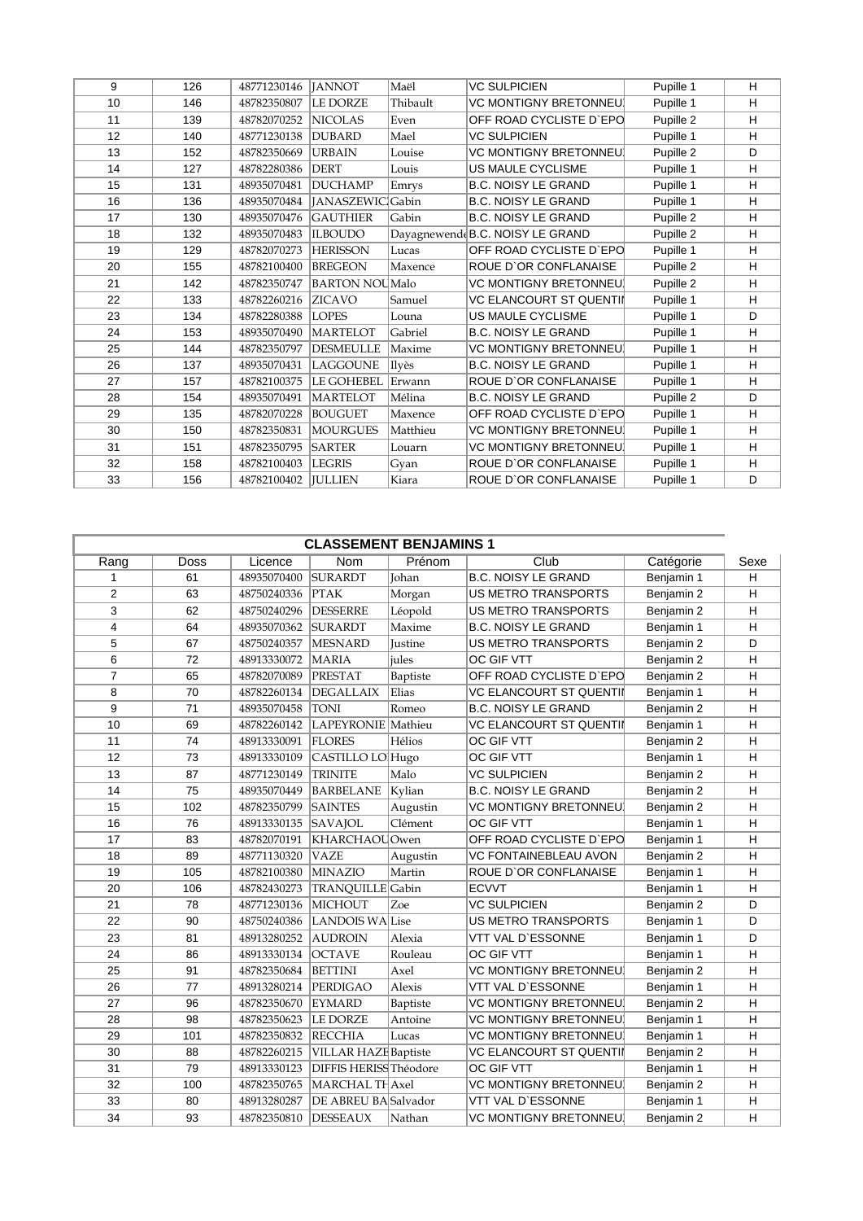| 9 | 126 | 48771230146 | JANNOT | Maël | VC SULPICIEN | Pupille 1 | H |
|---|---|---|---|---|---|---|---|
| 10 | 146 | 48782350807 | LE DORZE | Thibault | VC MONTIGNY BRETONNEU | Pupille 1 | H |
| 11 | 139 | 48782070252 | NICOLAS | Even | OFF ROAD CYCLISTE D`EPO | Pupille 2 | H |
| 12 | 140 | 48771230138 | DUBARD | Mael | VC SULPICIEN | Pupille 1 | H |
| 13 | 152 | 48782350669 | URBAIN | Louise | VC MONTIGNY BRETONNEU | Pupille 2 | D |
| 14 | 127 | 48782280386 | DERT | Louis | US MAULE CYCLISME | Pupille 1 | H |
| 15 | 131 | 48935070481 | DUCHAMP | Emrys | B.C. NOISY LE GRAND | Pupille 1 | H |
| 16 | 136 | 48935070484 | JANASZEWIC | Gabin | B.C. NOISY LE GRAND | Pupille 1 | H |
| 17 | 130 | 48935070476 | GAUTHIER | Gabin | B.C. NOISY LE GRAND | Pupille 2 | H |
| 18 | 132 | 48935070483 | ILBOUDO | Dayagnewende | B.C. NOISY LE GRAND | Pupille 2 | H |
| 19 | 129 | 48782070273 | HERISSON | Lucas | OFF ROAD CYCLISTE D`EPO | Pupille 1 | H |
| 20 | 155 | 48782100400 | BREGEON | Maxence | ROUE D`OR CONFLANAISE | Pupille 2 | H |
| 21 | 142 | 48782350747 | BARTON NOU | Malo | VC MONTIGNY BRETONNEU | Pupille 2 | H |
| 22 | 133 | 48782260216 | ZICAVO | Samuel | VC ELANCOURT ST QUENTI | Pupille 1 | H |
| 23 | 134 | 48782280388 | LOPES | Louna | US MAULE CYCLISME | Pupille 1 | D |
| 24 | 153 | 48935070490 | MARTELOT | Gabriel | B.C. NOISY LE GRAND | Pupille 1 | H |
| 25 | 144 | 48782350797 | DESMEULLE | Maxime | VC MONTIGNY BRETONNEU | Pupille 1 | H |
| 26 | 137 | 48935070431 | LAGGOUNE | Ilyès | B.C. NOISY LE GRAND | Pupille 1 | H |
| 27 | 157 | 48782100375 | LE GOHEBEL | Erwann | ROUE D`OR CONFLANAISE | Pupille 1 | H |
| 28 | 154 | 48935070491 | MARTELOT | Mélina | B.C. NOISY LE GRAND | Pupille 2 | D |
| 29 | 135 | 48782070228 | BOUGUET | Maxence | OFF ROAD CYCLISTE D`EPO | Pupille 1 | H |
| 30 | 150 | 48782350831 | MOURGUES | Matthieu | VC MONTIGNY BRETONNEU | Pupille 1 | H |
| 31 | 151 | 48782350795 | SARTER | Louarn | VC MONTIGNY BRETONNEU | Pupille 1 | H |
| 32 | 158 | 48782100403 | LEGRIS | Gyan | ROUE D`OR CONFLANAISE | Pupille 1 | H |
| 33 | 156 | 48782100402 | JULLIEN | Kiara | ROUE D`OR CONFLANAISE | Pupille 1 | D |

## CLASSEMENT BENJAMINS 1

| Rang | Doss | Licence | Nom | Prénom | Club | Catégorie | Sexe |
|---|---|---|---|---|---|---|---|
| 1 | 61 | 48935070400 | SURARDT | Johan | B.C. NOISY LE GRAND | Benjamin 1 | H |
| 2 | 63 | 48750240336 | PTAK | Morgan | US METRO TRANSPORTS | Benjamin 2 | H |
| 3 | 62 | 48750240296 | DESSERRE | Léopold | US METRO TRANSPORTS | Benjamin 2 | H |
| 4 | 64 | 48935070362 | SURARDT | Maxime | B.C. NOISY LE GRAND | Benjamin 1 | H |
| 5 | 67 | 48750240357 | MESNARD | Justine | US METRO TRANSPORTS | Benjamin 2 | D |
| 6 | 72 | 48913330072 | MARIA | jules | OC GIF VTT | Benjamin 2 | H |
| 7 | 65 | 48782070089 | PRESTAT | Baptiste | OFF ROAD CYCLISTE D`EPO | Benjamin 2 | H |
| 8 | 70 | 48782260134 | DEGALLAIX | Elias | VC ELANCOURT ST QUENTI | Benjamin 1 | H |
| 9 | 71 | 48935070458 | TONI | Romeo | B.C. NOISY LE GRAND | Benjamin 2 | H |
| 10 | 69 | 48782260142 | LAPEYRONIE | Mathieu | VC ELANCOURT ST QUENTI | Benjamin 1 | H |
| 11 | 74 | 48913330091 | FLORES | Hélios | OC GIF VTT | Benjamin 2 | H |
| 12 | 73 | 48913330109 | CASTILLO LO | Hugo | OC GIF VTT | Benjamin 1 | H |
| 13 | 87 | 48771230149 | TRINITE | Malo | VC SULPICIEN | Benjamin 2 | H |
| 14 | 75 | 48935070449 | BARBELANE | Kylian | B.C. NOISY LE GRAND | Benjamin 2 | H |
| 15 | 102 | 48782350799 | SAINTES | Augustin | VC MONTIGNY BRETONNEU | Benjamin 2 | H |
| 16 | 76 | 48913330135 | SAVAJOL | Clément | OC GIF VTT | Benjamin 1 | H |
| 17 | 83 | 48782070191 | KHARCHAOU | Owen | OFF ROAD CYCLISTE D`EPO | Benjamin 1 | H |
| 18 | 89 | 48771130320 | VAZE | Augustin | VC FONTAINEBLEAU AVON | Benjamin 2 | H |
| 19 | 105 | 48782100380 | MINAZIO | Martin | ROUE D`OR CONFLANAISE | Benjamin 1 | H |
| 20 | 106 | 48782430273 | TRANQUILLE | Gabin | ECVVT | Benjamin 1 | H |
| 21 | 78 | 48771230136 | MICHOUT | Zoe | VC SULPICIEN | Benjamin 2 | D |
| 22 | 90 | 48750240386 | LANDOIS WA | Lise | US METRO TRANSPORTS | Benjamin 1 | D |
| 23 | 81 | 48913280252 | AUDROIN | Alexia | VTT VAL D`ESSONNE | Benjamin 1 | D |
| 24 | 86 | 48913330134 | OCTAVE | Rouleau | OC GIF VTT | Benjamin 1 | H |
| 25 | 91 | 48782350684 | BETTINI | Axel | VC MONTIGNY BRETONNEU | Benjamin 2 | H |
| 26 | 77 | 48913280214 | PERDIGAO | Alexis | VTT VAL D`ESSONNE | Benjamin 1 | H |
| 27 | 96 | 48782350670 | EYMARD | Baptiste | VC MONTIGNY BRETONNEU | Benjamin 2 | H |
| 28 | 98 | 48782350623 | LE DORZE | Antoine | VC MONTIGNY BRETONNEU | Benjamin 1 | H |
| 29 | 101 | 48782350832 | RECCHIA | Lucas | VC MONTIGNY BRETONNEU | Benjamin 1 | H |
| 30 | 88 | 48782260215 | VILLAR HAZE | Baptiste | VC ELANCOURT ST QUENTI | Benjamin 2 | H |
| 31 | 79 | 48913330123 | DIFFIS HERISS | Théodore | OC GIF VTT | Benjamin 1 | H |
| 32 | 100 | 48782350765 | MARCHAL TH | Axel | VC MONTIGNY BRETONNEU | Benjamin 2 | H |
| 33 | 80 | 48913280287 | DE ABREU BA | Salvador | VTT VAL D`ESSONNE | Benjamin 1 | H |
| 34 | 93 | 48782350810 | DESSEAUX | Nathan | VC MONTIGNY BRETONNEU | Benjamin 2 | H |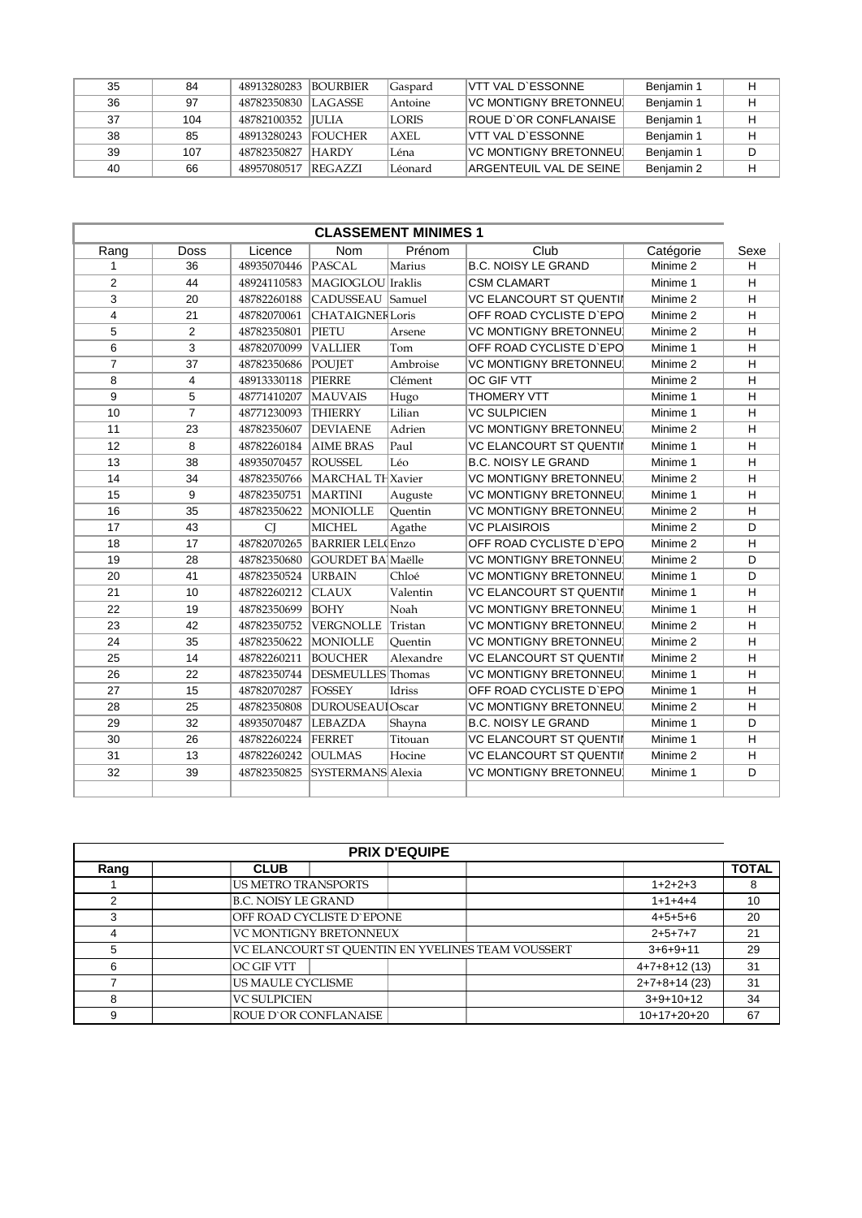| | | | | | | | |
|---|---|---|---|---|---|---|---|
| 35 | 84 | 48913280283 | BOURBIER | Gaspard | VTT VAL D`ESSONNE | Benjamin 1 | H |
| 36 | 97 | 48782350830 | LAGASSE | Antoine | VC MONTIGNY BRETONNEU | Benjamin 1 | H |
| 37 | 104 | 48782100352 | JULIA | LORIS | ROUE D`OR CONFLANAISE | Benjamin 1 | H |
| 38 | 85 | 48913280243 | FOUCHER | AXEL | VTT VAL D`ESSONNE | Benjamin 1 | H |
| 39 | 107 | 48782350827 | HARDY | Léna | VC MONTIGNY BRETONNEU | Benjamin 1 | D |
| 40 | 66 | 48957080517 | REGAZZI | Léonard | ARGENTEUIL VAL DE SEINE | Benjamin 2 | H |

## CLASSEMENT MINIMES 1

| Rang | Doss | Licence | Nom | Prénom | Club | Catégorie | Sexe |
|---|---|---|---|---|---|---|---|
| 1 | 36 | 48935070446 | PASCAL | Marius | B.C. NOISY LE GRAND | Minime 2 | H |
| 2 | 44 | 48924110583 | MAGIOGLOU | Iraklis | CSM CLAMART | Minime 1 | H |
| 3 | 20 | 48782260188 | CADUSSEAU | Samuel | VC ELANCOURT ST QUENTI | Minime 2 | H |
| 4 | 21 | 48782070061 | CHATAIGNER | Loris | OFF ROAD CYCLISTE D`EPO | Minime 2 | H |
| 5 | 2 | 48782350801 | PIETU | Arsene | VC MONTIGNY BRETONNEU | Minime 2 | H |
| 6 | 3 | 48782070099 | VALLIER | Tom | OFF ROAD CYCLISTE D`EPO | Minime 1 | H |
| 7 | 37 | 48782350686 | POUJET | Ambroise | VC MONTIGNY BRETONNEU | Minime 2 | H |
| 8 | 4 | 48913330118 | PIERRE | Clément | OC GIF VTT | Minime 2 | H |
| 9 | 5 | 48771410207 | MAUVAIS | Hugo | THOMERY VTT | Minime 1 | H |
| 10 | 7 | 48771230093 | THIERRY | Lilian | VC SULPICIEN | Minime 1 | H |
| 11 | 23 | 48782350607 | DEVIAENE | Adrien | VC MONTIGNY BRETONNEU | Minime 2 | H |
| 12 | 8 | 48782260184 | AIME BRAS | Paul | VC ELANCOURT ST QUENTI | Minime 1 | H |
| 13 | 38 | 48935070457 | ROUSSEL | Léo | B.C. NOISY LE GRAND | Minime 1 | H |
| 14 | 34 | 48782350766 | MARCHAL TH | Xavier | VC MONTIGNY BRETONNEU | Minime 2 | H |
| 15 | 9 | 48782350751 | MARTINI | Auguste | VC MONTIGNY BRETONNEU | Minime 1 | H |
| 16 | 35 | 48782350622 | MONIOLLE | Quentin | VC MONTIGNY BRETONNEU | Minime 2 | H |
| 17 | 43 | CJ | MICHEL | Agathe | VC PLAISIROIS | Minime 2 | D |
| 18 | 17 | 48782070265 | BARRIER LEL( | Enzo | OFF ROAD CYCLISTE D`EPO | Minime 2 | H |
| 19 | 28 | 48782350680 | GOURDET BA | Maëlle | VC MONTIGNY BRETONNEU | Minime 2 | D |
| 20 | 41 | 48782350524 | URBAIN | Chloé | VC MONTIGNY BRETONNEU | Minime 1 | D |
| 21 | 10 | 48782260212 | CLAUX | Valentin | VC ELANCOURT ST QUENTI | Minime 1 | H |
| 22 | 19 | 48782350699 | BOHY | Noah | VC MONTIGNY BRETONNEU | Minime 1 | H |
| 23 | 42 | 48782350752 | VERGNOLLE | Tristan | VC MONTIGNY BRETONNEU | Minime 2 | H |
| 24 | 35 | 48782350622 | MONIOLLE | Quentin | VC MONTIGNY BRETONNEU | Minime 2 | H |
| 25 | 14 | 48782260211 | BOUCHER | Alexandre | VC ELANCOURT ST QUENTI | Minime 2 | H |
| 26 | 22 | 48782350744 | DESMEULLES | Thomas | VC MONTIGNY BRETONNEU | Minime 1 | H |
| 27 | 15 | 48782070287 | FOSSEY | Idriss | OFF ROAD CYCLISTE D`EPO | Minime 1 | H |
| 28 | 25 | 48782350808 | DUROUSEAU | Oscar | VC MONTIGNY BRETONNEU | Minime 2 | H |
| 29 | 32 | 48935070487 | LEBAZDA | Shayna | B.C. NOISY LE GRAND | Minime 1 | D |
| 30 | 26 | 48782260224 | FERRET | Titouan | VC ELANCOURT ST QUENTI | Minime 1 | H |
| 31 | 13 | 48782260242 | OULMAS | Hocine | VC ELANCOURT ST QUENTI | Minime 2 | H |
| 32 | 39 | 48782350825 | SYSTERMANS | Alexia | VC MONTIGNY BRETONNEU | Minime 1 | D |

## PRIX D'EQUIPE

| Rang | CLUB | | TOTAL |
|---|---|---|---|
| 1 | US METRO TRANSPORTS | 1+2+2+3 | 8 |
| 2 | B.C. NOISY LE GRAND | 1+1+4+4 | 10 |
| 3 | OFF ROAD CYCLISTE D`EPONE | 4+5+5+6 | 20 |
| 4 | VC MONTIGNY BRETONNEUX | 2+5+7+7 | 21 |
| 5 | VC ELANCOURT ST QUENTIN EN YVELINES TEAM VOUSSERT | 3+6+9+11 | 29 |
| 6 | OC GIF VTT | 4+7+8+12 (13) | 31 |
| 7 | US MAULE CYCLISME | 2+7+8+14 (23) | 31 |
| 8 | VC SULPICIEN | 3+9+10+12 | 34 |
| 9 | ROUE D`OR CONFLANAISE | 10+17+20+20 | 67 |